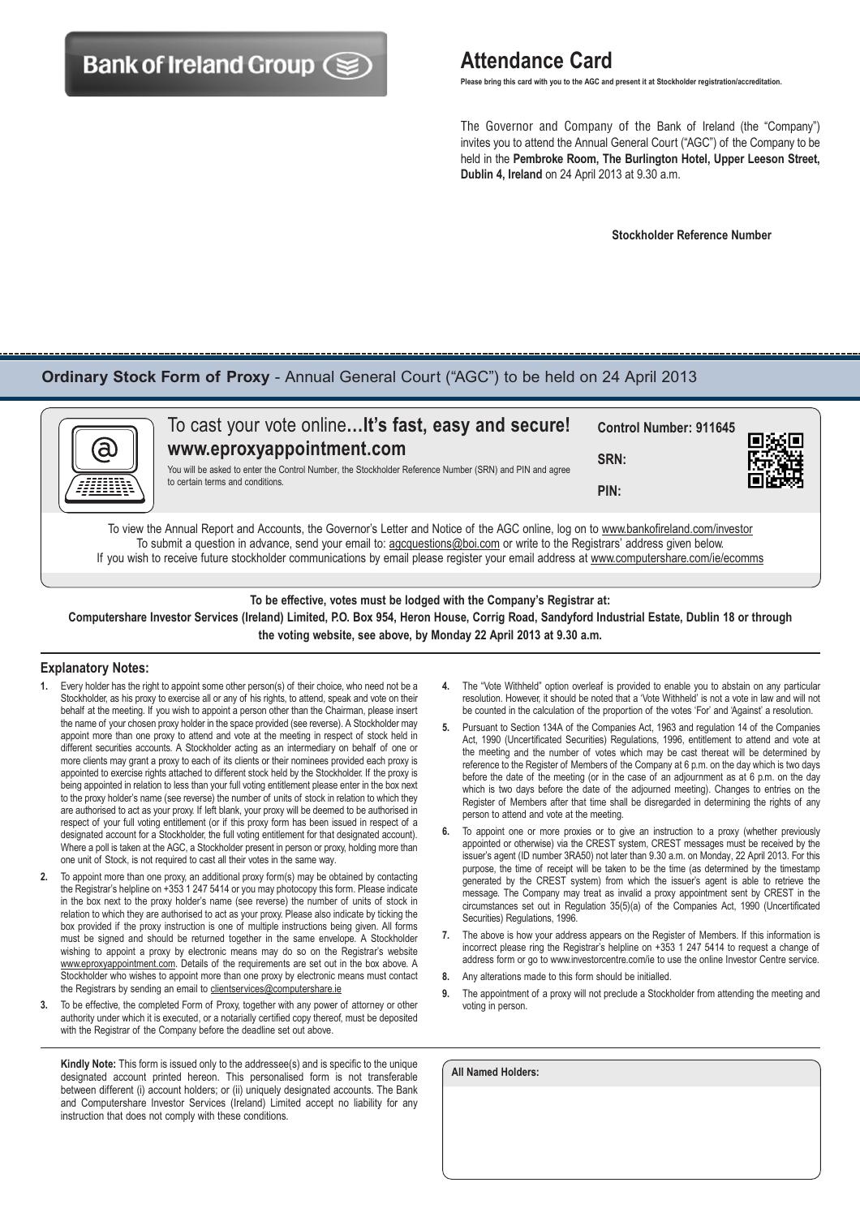Bank of Ireland Group

# Attendance Card

**Please bring this card with you to the AGC and present it at Stockholder registration/accreditation.**

The Governor and Company of the Bank of Ireland (the "Company") invites you to attend the Annual General Court ("AGC") of the Company to be held in the **Pembroke Room, The Burlington Hotel, Upper Leeson Street, Dublin 4, Ireland** on 24 April 2013 at 9.30 a.m.

**Stockholder Reference Number**

---

## Ordinary Stock Form of Proxy - Annual General Court ("AGC") to be held on 24 April 2013

To cast your vote online**...It's fast, easy and secure!**
**www.eproxyappointment.com**

You will be asked to enter the Control Number, the Stockholder Reference Number (SRN) and PIN and agree to certain terms and conditions.

**Control Number: 911645**

**SRN:**

**PIN:**

To view the Annual Report and Accounts, the Governor's Letter and Notice of the AGC online, log on to www.bankofireland.com/investor
To submit a question in advance, send your email to: agcquestions@boi.com or write to the Registrars' address given below.
If you wish to receive future stockholder communications by email please register your email address at www.computershare.com/ie/ecomms

**To be effective, votes must be lodged with the Company's Registrar at:**
**Computershare Investor Services (Ireland) Limited, P.O. Box 954, Heron House, Corrig Road, Sandyford Industrial Estate, Dublin 18 or through the voting website, see above, by Monday 22 April 2013 at 9.30 a.m.**

### Explanatory Notes:

1. Every holder has the right to appoint some other person(s) of their choice, who need not be a Stockholder, as his proxy to exercise all or any of his rights, to attend, speak and vote on their behalf at the meeting. If you wish to appoint a person other than the Chairman, please insert the name of your chosen proxy holder in the space provided (see reverse). A Stockholder may appoint more than one proxy to attend and vote at the meeting in respect of stock held in different securities accounts. A Stockholder acting as an intermediary on behalf of one or more clients may grant a proxy to each of its clients or their nominees provided each proxy is appointed to exercise rights attached to different stock held by the Stockholder. If the proxy is being appointed in relation to less than your full voting entitlement please enter in the box next to the proxy holder's name (see reverse) the number of units of stock in relation to which they are authorised to act as your proxy. If left blank, your proxy will be deemed to be authorised in respect of your full voting entitlement (or if this proxy form has been issued in respect of a designated account for a Stockholder, the full voting entitlement for that designated account). Where a poll is taken at the AGC, a Stockholder present in person or proxy, holding more than one unit of Stock, is not required to cast all their votes in the same way.
2. To appoint more than one proxy, an additional proxy form(s) may be obtained by contacting the Registrar's helpline on +353 1 247 5414 or you may photocopy this form. Please indicate in the box next to the proxy holder's name (see reverse) the number of units of stock in relation to which they are authorised to act as your proxy. Please also indicate by ticking the box provided if the proxy instruction is one of multiple instructions being given. All forms must be signed and should be returned together in the same envelope. A Stockholder wishing to appoint a proxy by electronic means may do so on the Registrar's website www.eproxyappointment.com. Details of the requirements are set out in the box above. A Stockholder who wishes to appoint more than one proxy by electronic means must contact the Registrars by sending an email to clientservices@computershare.ie
3. To be effective, the completed Form of Proxy, together with any power of attorney or other authority under which it is executed, or a notarially certified copy thereof, must be deposited with the Registrar of the Company before the deadline set out above.
4. The "Vote Withheld" option overleaf is provided to enable you to abstain on any particular resolution. However, it should be noted that a 'Vote Withheld' is not a vote in law and will not be counted in the calculation of the proportion of the votes 'For' and 'Against' a resolution.
5. Pursuant to Section 134A of the Companies Act, 1963 and regulation 14 of the Companies Act, 1990 (Uncertificated Securities) Regulations, 1996, entitlement to attend and vote at the meeting and the number of votes which may be cast thereat will be determined by reference to the Register of Members of the Company at 6 p.m. on the day which is two days before the date of the meeting (or in the case of an adjournment as at 6 p.m. on the day which is two days before the date of the adjourned meeting). Changes to entries on the Register of Members after that time shall be disregarded in determining the rights of any person to attend and vote at the meeting.
6. To appoint one or more proxies or to give an instruction to a proxy (whether previously appointed or otherwise) via the CREST system, CREST messages must be received by the issuer's agent (ID number 3RA50) not later than 9.30 a.m. on Monday, 22 April 2013. For this purpose, the time of receipt will be taken to be the time (as determined by the timestamp generated by the CREST system) from which the issuer's agent is able to retrieve the message. The Company may treat as invalid a proxy appointment sent by CREST in the circumstances set out in Regulation 35(5)(a) of the Companies Act, 1990 (Uncertificated Securities) Regulations, 1996.
7. The above is how your address appears on the Register of Members. If this information is incorrect please ring the Registrar's helpline on +353 1 247 5414 to request a change of address form or go to www.investorcentre.com/ie to use the online Investor Centre service.
8. Any alterations made to this form should be initialled.
9. The appointment of a proxy will not preclude a Stockholder from attending the meeting and voting in person.

**Kindly Note:** This form is issued only to the addressee(s) and is specific to the unique designated account printed hereon. This personalised form is not transferable between different (i) account holders; or (ii) uniquely designated accounts. The Bank and Computershare Investor Services (Ireland) Limited accept no liability for any instruction that does not comply with these conditions.

**All Named Holders:**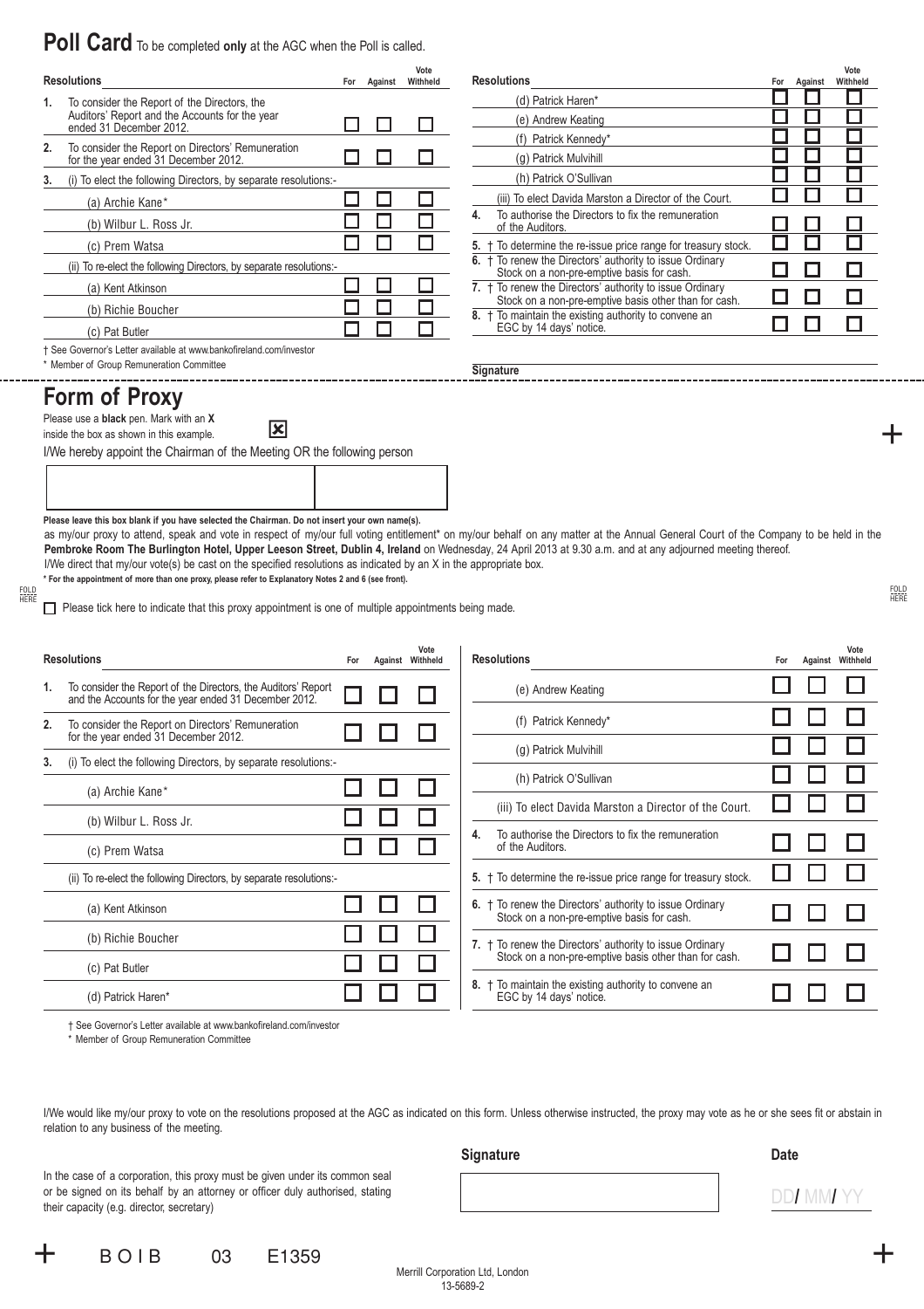# Poll Card To be completed **only** at the AGC when the Poll is called.

| Resolutions | For | Against | Vote Withheld |
|---|---|---|---|
| **1.** To consider the Report of the Directors, the Auditors' Report and the Accounts for the year ended 31 December 2012. | ☐ | ☐ | ☐ |
| **2.** To consider the Report on Directors' Remuneration for the year ended 31 December 2012. | ☐ | ☐ | ☐ |
| **3.** (i) To elect the following Directors, by separate resolutions:- | | | |
| (a) Archie Kane* | ☐ | ☐ | ☐ |
| (b) Wilbur L. Ross Jr. | ☐ | ☐ | ☐ |
| (c) Prem Watsa | ☐ | ☐ | ☐ |
| (ii) To re-elect the following Directors, by separate resolutions:- | | | |
| (a) Kent Atkinson | ☐ | ☐ | ☐ |
| (b) Richie Boucher | ☐ | ☐ | ☐ |
| (c) Pat Butler | ☐ | ☐ | ☐ |
| (d) Patrick Haren* | ☐ | ☐ | ☐ |
| (e) Andrew Keating | ☐ | ☐ | ☐ |
| (f) Patrick Kennedy* | ☐ | ☐ | ☐ |
| (g) Patrick Mulvihill | ☐ | ☐ | ☐ |
| (h) Patrick O'Sullivan | ☐ | ☐ | ☐ |
| (iii) To elect Davida Marston a Director of the Court. | ☐ | ☐ | ☐ |
| **4.** To authorise the Directors to fix the remuneration of the Auditors. | ☐ | ☐ | ☐ |
| **5.** † To determine the re-issue price range for treasury stock. | ☐ | ☐ | ☐ |
| **6.** † To renew the Directors' authority to issue Ordinary Stock on a non-pre-emptive basis for cash. | ☐ | ☐ | ☐ |
| **7.** † To renew the Directors' authority to issue Ordinary Stock on a non-pre-emptive basis other than for cash. | ☐ | ☐ | ☐ |
| **8.** † To maintain the existing authority to convene an EGC by 14 days' notice. | ☐ | ☐ | ☐ |

† See Governor's Letter available at www.bankofireland.com/investor

\* Member of Group Remuneration Committee

**Signature**

# Form of Proxy

Please use a **black** pen. Mark with an **X** inside the box as shown in this example. ☒

I/We hereby appoint the Chairman of the Meeting OR the following person

**Please leave this box blank if you have selected the Chairman. Do not insert your own name(s).**

as my/our proxy to attend, speak and vote in respect of my/our full voting entitlement* on my/our behalf on any matter at the Annual General Court of the Company to be held in the **Pembroke Room The Burlington Hotel, Upper Leeson Street, Dublin 4, Ireland** on Wednesday, 24 April 2013 at 9.30 a.m. and at any adjourned meeting thereof.

I/We direct that my/our vote(s) be cast on the specified resolutions as indicated by an X in the appropriate box.

**\* For the appointment of more than one proxy, please refer to Explanatory Notes 2 and 6 (see front).**

☐ Please tick here to indicate that this proxy appointment is one of multiple appointments being made.

| Resolutions | For | Against | Vote Withheld |
|---|---|---|---|
| **1.** To consider the Report of the Directors, the Auditors' Report and the Accounts for the year ended 31 December 2012. | ☐ | ☐ | ☐ |
| **2.** To consider the Report on Directors' Remuneration for the year ended 31 December 2012. | ☐ | ☐ | ☐ |
| **3.** (i) To elect the following Directors, by separate resolutions:- | | | |
| (a) Archie Kane* | ☐ | ☐ | ☐ |
| (b) Wilbur L. Ross Jr. | ☐ | ☐ | ☐ |
| (c) Prem Watsa | ☐ | ☐ | ☐ |
| (ii) To re-elect the following Directors, by separate resolutions:- | | | |
| (a) Kent Atkinson | ☐ | ☐ | ☐ |
| (b) Richie Boucher | ☐ | ☐ | ☐ |
| (c) Pat Butler | ☐ | ☐ | ☐ |
| (d) Patrick Haren* | ☐ | ☐ | ☐ |
| (e) Andrew Keating | ☐ | ☐ | ☐ |
| (f) Patrick Kennedy* | ☐ | ☐ | ☐ |
| (g) Patrick Mulvihill | ☐ | ☐ | ☐ |
| (h) Patrick O'Sullivan | ☐ | ☐ | ☐ |
| (iii) To elect Davida Marston a Director of the Court. | ☐ | ☐ | ☐ |
| **4.** To authorise the Directors to fix the remuneration of the Auditors. | ☐ | ☐ | ☐ |
| **5.** † To determine the re-issue price range for treasury stock. | ☐ | ☐ | ☐ |
| **6.** † To renew the Directors' authority to issue Ordinary Stock on a non-pre-emptive basis for cash. | ☐ | ☐ | ☐ |
| **7.** † To renew the Directors' authority to issue Ordinary Stock on a non-pre-emptive basis other than for cash. | ☐ | ☐ | ☐ |
| **8.** † To maintain the existing authority to convene an EGC by 14 days' notice. | ☐ | ☐ | ☐ |

† See Governor's Letter available at www.bankofireland.com/investor

\* Member of Group Remuneration Committee

I/We would like my/our proxy to vote on the resolutions proposed at the AGC as indicated on this form. Unless otherwise instructed, the proxy may vote as he or she sees fit or abstain in relation to any business of the meeting.

In the case of a corporation, this proxy must be given under its common seal or be signed on its behalf by an attorney or officer duly authorised, stating their capacity (e.g. director, secretary)

**Signature**

**Date**

DD/ MM/ YY

B O I B 03 E1359

Merrill Corporation Ltd, London
13-5689-2